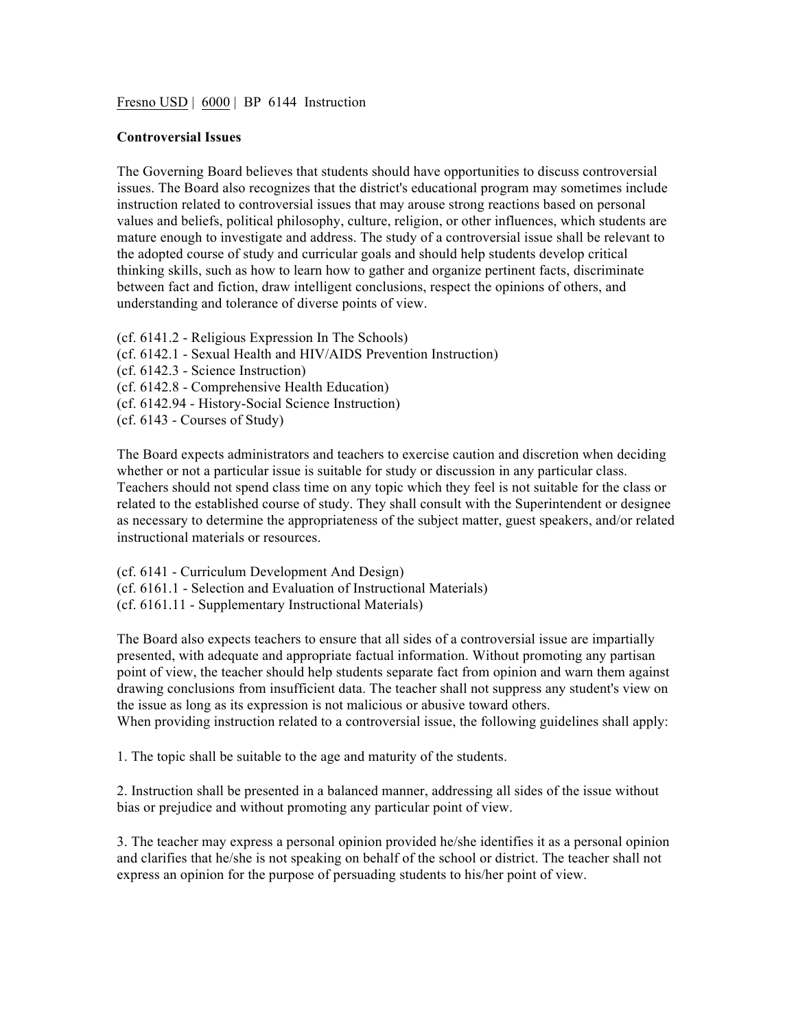Fresno USD | 6000 | BP 6144 Instruction

**Controversial Issues**

The Governing Board believes that students should have opportunities to discuss controversial issues. The Board also recognizes that the district's educational program may sometimes include instruction related to controversial issues that may arouse strong reactions based on personal values and beliefs, political philosophy, culture, religion, or other influences, which students are mature enough to investigate and address. The study of a controversial issue shall be relevant to the adopted course of study and curricular goals and should help students develop critical thinking skills, such as how to learn how to gather and organize pertinent facts, discriminate between fact and fiction, draw intelligent conclusions, respect the opinions of others, and understanding and tolerance of diverse points of view.

(cf. 6141.2 - Religious Expression In The Schools)
(cf. 6142.1 - Sexual Health and HIV/AIDS Prevention Instruction)
(cf. 6142.3 - Science Instruction)
(cf. 6142.8 - Comprehensive Health Education)
(cf. 6142.94 - History-Social Science Instruction)
(cf. 6143 - Courses of Study)

The Board expects administrators and teachers to exercise caution and discretion when deciding whether or not a particular issue is suitable for study or discussion in any particular class. Teachers should not spend class time on any topic which they feel is not suitable for the class or related to the established course of study. They shall consult with the Superintendent or designee as necessary to determine the appropriateness of the subject matter, guest speakers, and/or related instructional materials or resources.

(cf. 6141 - Curriculum Development And Design)
(cf. 6161.1 - Selection and Evaluation of Instructional Materials)
(cf. 6161.11 - Supplementary Instructional Materials)

The Board also expects teachers to ensure that all sides of a controversial issue are impartially presented, with adequate and appropriate factual information. Without promoting any partisan point of view, the teacher should help students separate fact from opinion and warn them against drawing conclusions from insufficient data. The teacher shall not suppress any student's view on the issue as long as its expression is not malicious or abusive toward others.
When providing instruction related to a controversial issue, the following guidelines shall apply:

1. The topic shall be suitable to the age and maturity of the students.

2. Instruction shall be presented in a balanced manner, addressing all sides of the issue without bias or prejudice and without promoting any particular point of view.

3. The teacher may express a personal opinion provided he/she identifies it as a personal opinion and clarifies that he/she is not speaking on behalf of the school or district. The teacher shall not express an opinion for the purpose of persuading students to his/her point of view.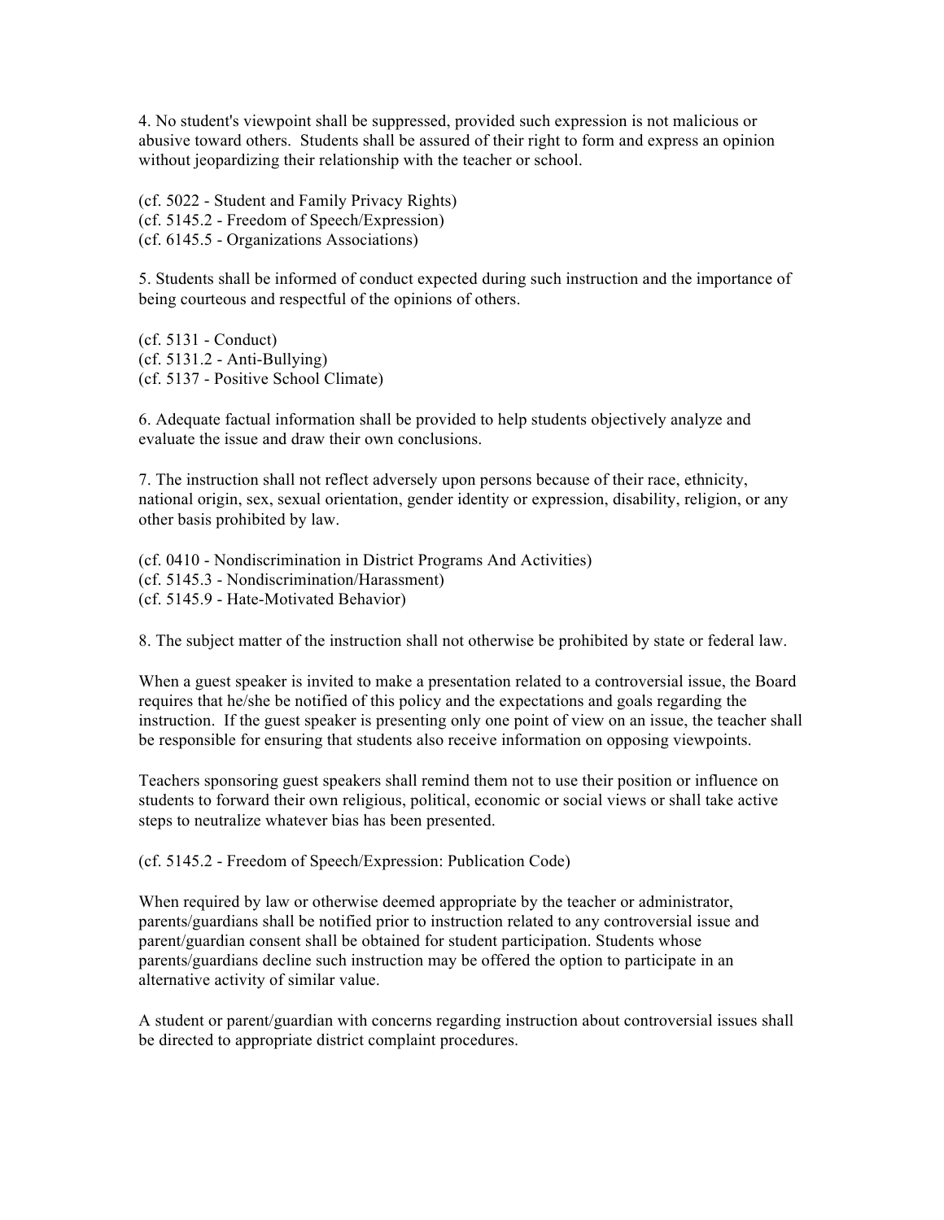4. No student's viewpoint shall be suppressed, provided such expression is not malicious or abusive toward others. Students shall be assured of their right to form and express an opinion without jeopardizing their relationship with the teacher or school.

(cf. 5022 - Student and Family Privacy Rights)
(cf. 5145.2 - Freedom of Speech/Expression)
(cf. 6145.5 - Organizations Associations)

5. Students shall be informed of conduct expected during such instruction and the importance of being courteous and respectful of the opinions of others.

(cf. 5131 - Conduct)
(cf. 5131.2 - Anti-Bullying)
(cf. 5137 - Positive School Climate)

6. Adequate factual information shall be provided to help students objectively analyze and evaluate the issue and draw their own conclusions.

7. The instruction shall not reflect adversely upon persons because of their race, ethnicity, national origin, sex, sexual orientation, gender identity or expression, disability, religion, or any other basis prohibited by law.

(cf. 0410 - Nondiscrimination in District Programs And Activities)
(cf. 5145.3 - Nondiscrimination/Harassment)
(cf. 5145.9 - Hate-Motivated Behavior)

8. The subject matter of the instruction shall not otherwise be prohibited by state or federal law.

When a guest speaker is invited to make a presentation related to a controversial issue, the Board requires that he/she be notified of this policy and the expectations and goals regarding the instruction. If the guest speaker is presenting only one point of view on an issue, the teacher shall be responsible for ensuring that students also receive information on opposing viewpoints.

Teachers sponsoring guest speakers shall remind them not to use their position or influence on students to forward their own religious, political, economic or social views or shall take active steps to neutralize whatever bias has been presented.

(cf. 5145.2 - Freedom of Speech/Expression: Publication Code)

When required by law or otherwise deemed appropriate by the teacher or administrator, parents/guardians shall be notified prior to instruction related to any controversial issue and parent/guardian consent shall be obtained for student participation. Students whose parents/guardians decline such instruction may be offered the option to participate in an alternative activity of similar value.

A student or parent/guardian with concerns regarding instruction about controversial issues shall be directed to appropriate district complaint procedures.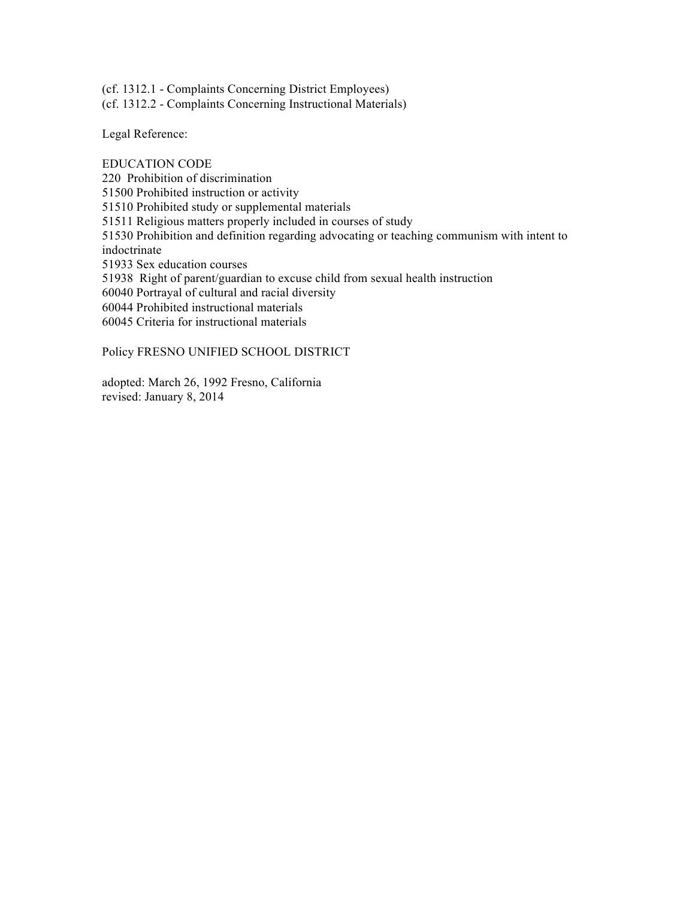(cf. 1312.1 - Complaints Concerning District Employees)
(cf. 1312.2 - Complaints Concerning Instructional Materials)

Legal Reference:

EDUCATION CODE
220 Prohibition of discrimination
51500 Prohibited instruction or activity
51510 Prohibited study or supplemental materials
51511 Religious matters properly included in courses of study
51530 Prohibition and definition regarding advocating or teaching communism with intent to indoctrinate
51933 Sex education courses
51938 Right of parent/guardian to excuse child from sexual health instruction
60040 Portrayal of cultural and racial diversity
60044 Prohibited instructional materials
60045 Criteria for instructional materials

Policy FRESNO UNIFIED SCHOOL DISTRICT

adopted: March 26, 1992 Fresno, California
revised: January 8, 2014